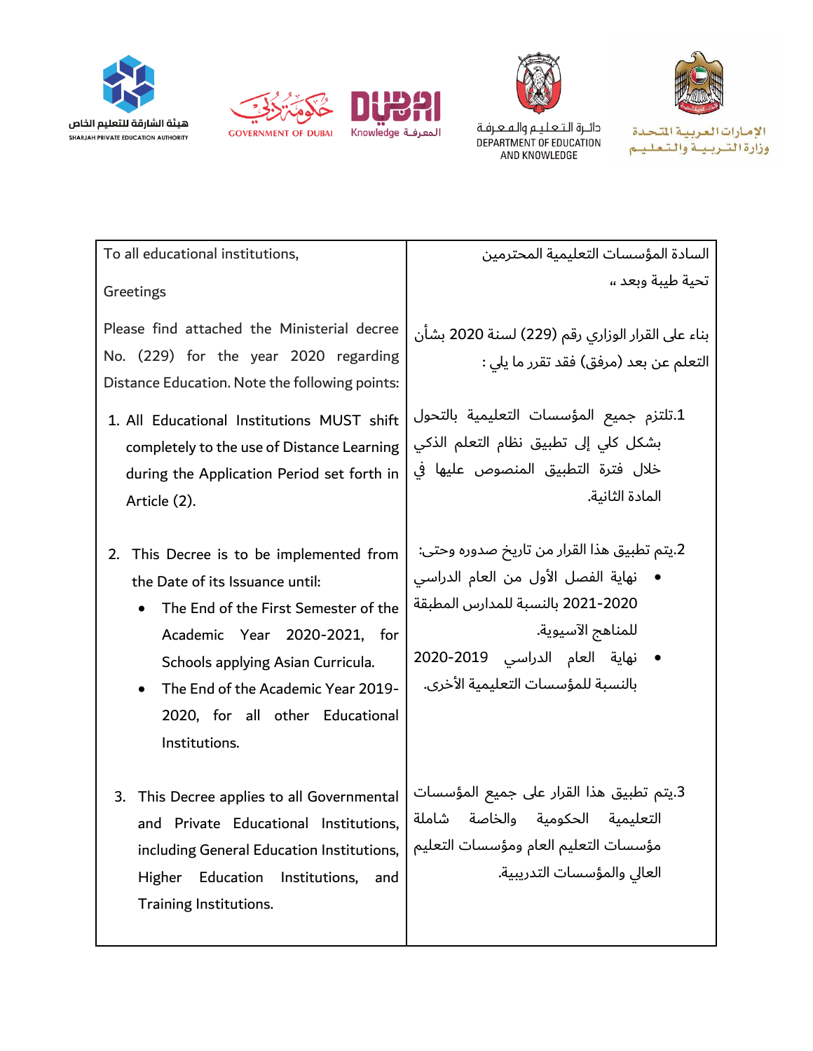هيئة الشارقة للتعليم الخاص
SHARJAH PRIVATE EDUCATION AUTHORITY

حكومة دبي
GOVERNMENT OF DUBAI

DUBAI
Knowledge المعرفة

دائرة التعليم والمعرفة
DEPARTMENT OF EDUCATION AND KNOWLEDGE

الإمارات العربية المتحدة
وزارة التربية والتعليم

| To all educational institutions, | السادة المؤسسات التعليمية المحترمين |
|---|---|
| Greetings | تحية طيبة وبعد ، |
| Please find attached the Ministerial decree No. (229) for the year 2020 regarding Distance Education. Note the following points: | بناء على القرار الوزاري رقم (229) لسنة 2020 بشأن التعلم عن بعد (مرفق) فقد تقرر ما يلي : |
| 1. All Educational Institutions MUST shift completely to the use of Distance Learning during the Application Period set forth in Article (2). | 1.تلتزم جميع المؤسسات التعليمية بالتحول بشكل كلي إلى تطبيق نظام التعلم الذكي خلال فترة التطبيق المنصوص عليها في المادة الثانية. |
| 2. This Decree is to be implemented from the Date of its Issuance until: <br> • The End of the First Semester of the Academic Year 2020-2021, for Schools applying Asian Curricula. <br> • The End of the Academic Year 2019-2020, for all other Educational Institutions. | 2.يتم تطبيق هذا القرار من تاريخ صدوره وحتى: <br> • نهاية الفصل الأول من العام الدراسي 2020-2021 بالنسبة للمدارس المطبقة للمناهج الآسيوية. <br> • نهاية العام الدراسي 2019-2020 بالنسبة للمؤسسات التعليمية الأخرى. |
| 3. This Decree applies to all Governmental and Private Educational Institutions, including General Education Institutions, Higher Education Institutions, and Training Institutions. | 3.يتم تطبيق هذا القرار على جميع المؤسسات التعليمية الحكومية والخاصة شاملة مؤسسات التعليم العام ومؤسسات التعليم العالي والمؤسسات التدريبية. |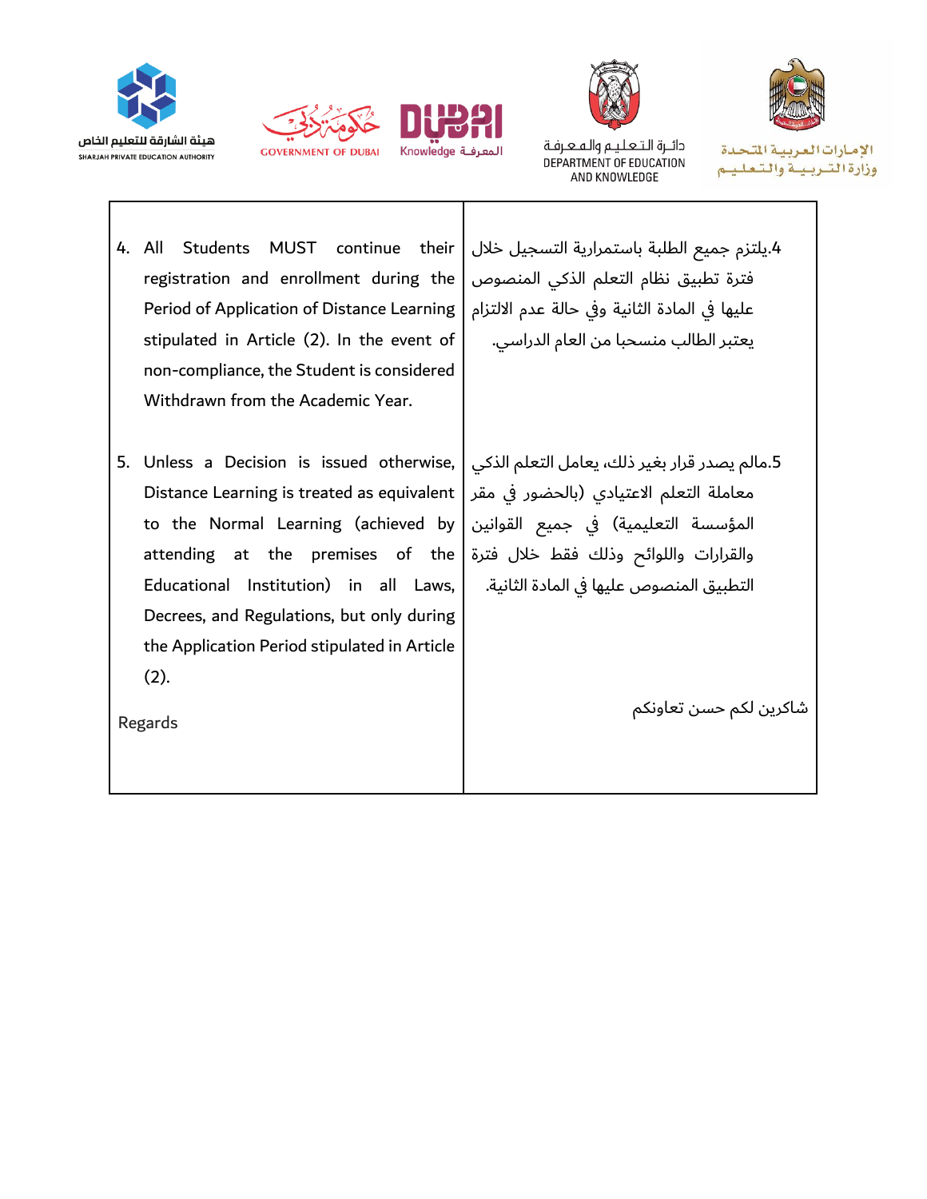| | |
|---|---|
| 4. All Students MUST continue their registration and enrollment during the Period of Application of Distance Learning stipulated in Article (2). In the event of non-compliance, the Student is considered Withdrawn from the Academic Year. | 4.يلتزم جميع الطلبة باستمرارية التسجيل خلال فترة تطبيق نظام التعلم الذكي المنصوص عليها في المادة الثانية وفي حالة عدم الالتزام يعتبر الطالب منسحبا من العام الدراسي. |
| 5. Unless a Decision is issued otherwise, Distance Learning is treated as equivalent to the Normal Learning (achieved by attending at the premises of the Educational Institution) in all Laws, Decrees, and Regulations, but only during the Application Period stipulated in Article (2). | 5.مالم يصدر قرار بغير ذلك، يعامل التعلم الذكي معاملة التعلم الاعتيادي (بالحضور في مقر المؤسسة التعليمية) في جميع القوانين والقرارات واللوائح وذلك فقط خلال فترة التطبيق المنصوص عليها في المادة الثانية. |
| Regards | شاكرين لكم حسن تعاونكم |